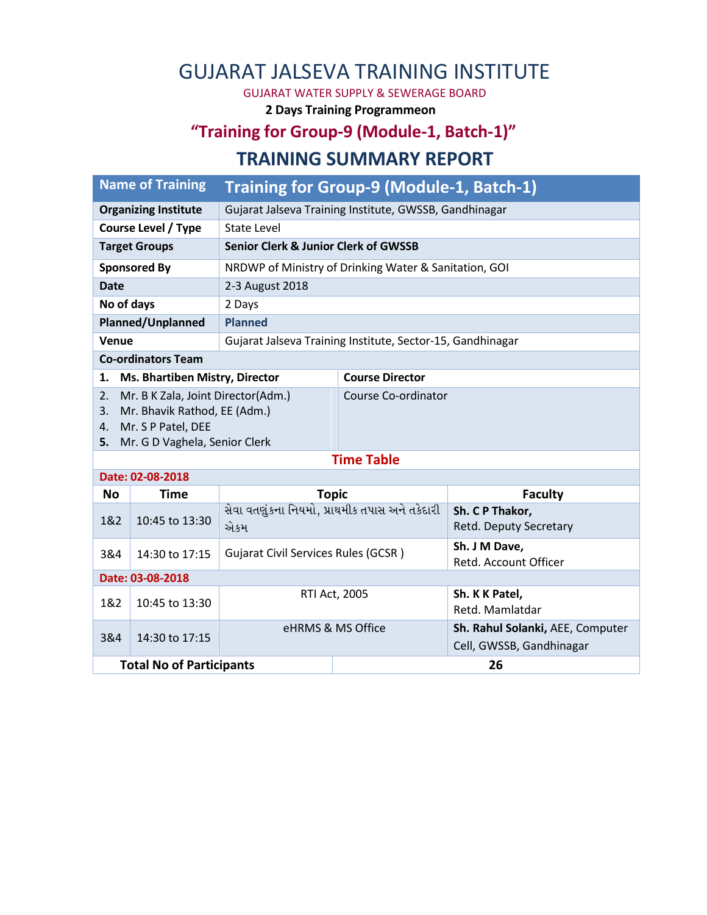# GUJARAT JALSEVA TRAINING INSTITUTE

GUJARAT WATER SUPPLY & SEWERAGE BOARD

**2 Days Training Programmeon**

## "Training for Group-9 (Module-1, Batch-1)"

## TRAINING SUMMARY REPORT

| Name of Training | Training for Group-9 (Module-1, Batch-1) |
|---|---|
| **Organizing Institute** | Gujarat Jalseva Training Institute, GWSSB, Gandhinagar |
| **Course Level / Type** | State Level |
| **Target Groups** | **Senior Clerk & Junior Clerk of GWSSB** |
| **Sponsored By** | NRDWP of Ministry of Drinking Water & Sanitation, GOI |
| **Date** | 2-3 August 2018 |
| **No of days** | 2 Days |
| **Planned/Unplanned** | **Planned** |
| **Venue** | Gujarat Jalseva Training Institute, Sector-15, Gandhinagar |
| **Co-ordinators Team** | |
| **1. Ms. Bhartiben Mistry, Director** | **Course Director** |
| 2. Mr. B K Zala, Joint Director(Adm.)<br>3. Mr. Bhavik Rathod, EE (Adm.)<br>4. Mr. S P Patel, DEE<br>**5.** Mr. G D Vaghela, Senior Clerk | Course Co-ordinator |

### Time Table

| No | Time | Topic | Faculty |
|---|---|---|---|
| **Date: 02-08-2018** | | | |
| 1&2 | 10:45 to 13:30 | સેવા વતણુંકના નિયમો, પ્રાથમીક તપાસ અને તકેદારી એકમ | **Sh. C P Thakor,** Retd. Deputy Secretary |
| 3&4 | 14:30 to 17:15 | Gujarat Civil Services Rules (GCSR ) | **Sh. J M Dave,** Retd. Account Officer |
| **Date: 03-08-2018** | | | |
| 1&2 | 10:45 to 13:30 | RTI Act, 2005 | **Sh. K K Patel,** Retd. Mamlatdar |
| 3&4 | 14:30 to 17:15 | eHRMS & MS Office | **Sh. Rahul Solanki,** AEE, Computer Cell, GWSSB, Gandhinagar |
| **Total No of Participants** | | **26** | |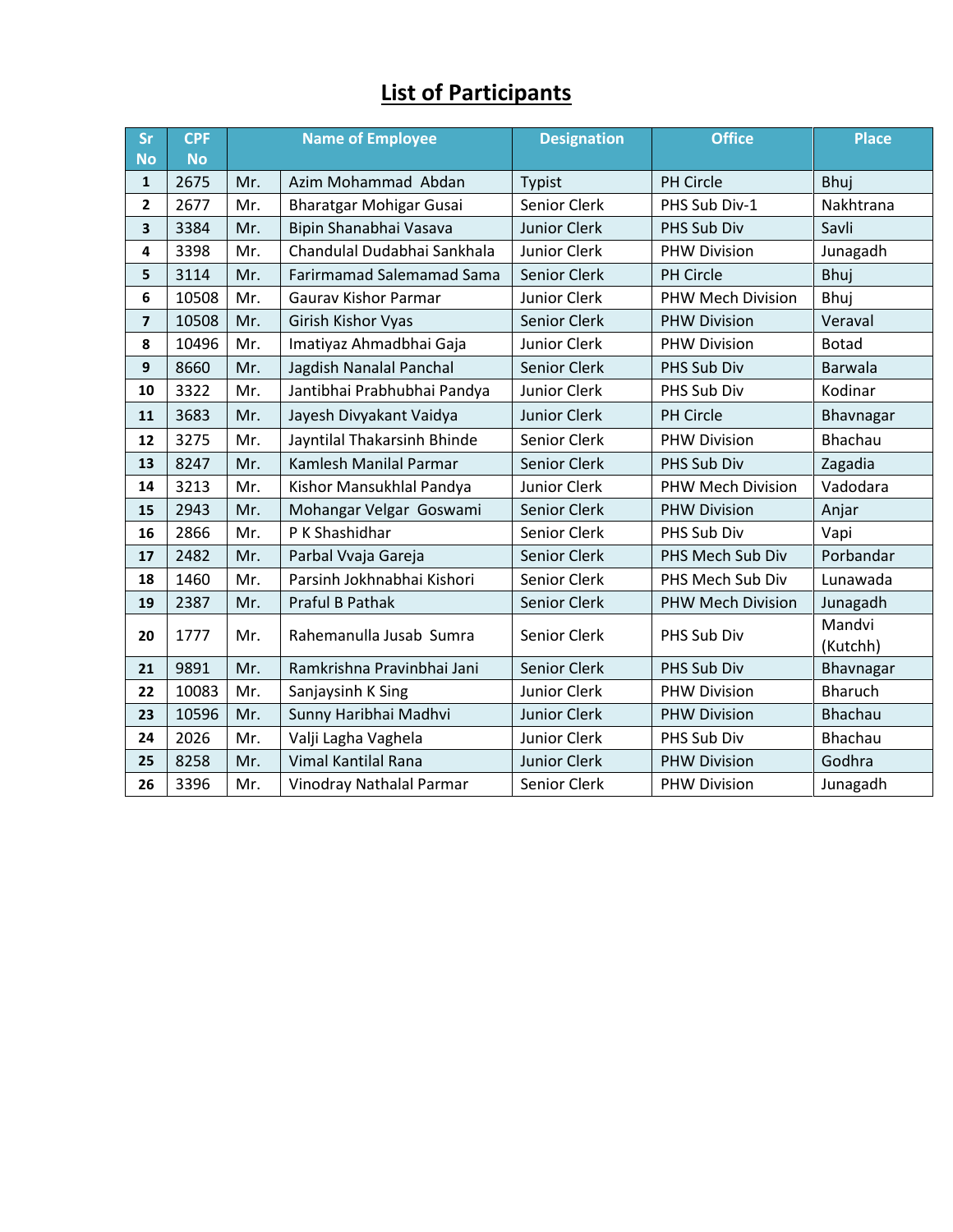# List of Participants

| Sr No | CPF No | Name of Employee | | Designation | Office | Place |
|---|---|---|---|---|---|---|
| 1 | 2675 | Mr. | Azim Mohammad Abdan | Typist | PH Circle | Bhuj |
| 2 | 2677 | Mr. | Bharatgar Mohigar Gusai | Senior Clerk | PHS Sub Div-1 | Nakhtrana |
| 3 | 3384 | Mr. | Bipin Shanabhai Vasava | Junior Clerk | PHS Sub Div | Savli |
| 4 | 3398 | Mr. | Chandulal Dudabhai Sankhala | Junior Clerk | PHW Division | Junagadh |
| 5 | 3114 | Mr. | Farirmamad Salemamad Sama | Senior Clerk | PH Circle | Bhuj |
| 6 | 10508 | Mr. | Gaurav Kishor Parmar | Junior Clerk | PHW Mech Division | Bhuj |
| 7 | 10508 | Mr. | Girish Kishor Vyas | Senior Clerk | PHW Division | Veraval |
| 8 | 10496 | Mr. | Imatiyaz Ahmadbhai Gaja | Junior Clerk | PHW Division | Botad |
| 9 | 8660 | Mr. | Jagdish Nanalal Panchal | Senior Clerk | PHS Sub Div | Barwala |
| 10 | 3322 | Mr. | Jantibhai Prabhubhai Pandya | Junior Clerk | PHS Sub Div | Kodinar |
| 11 | 3683 | Mr. | Jayesh Divyakant Vaidya | Junior Clerk | PH Circle | Bhavnagar |
| 12 | 3275 | Mr. | Jayntilal Thakarsinh Bhinde | Senior Clerk | PHW Division | Bhachau |
| 13 | 8247 | Mr. | Kamlesh Manilal Parmar | Senior Clerk | PHS Sub Div | Zagadia |
| 14 | 3213 | Mr. | Kishor Mansukhlal Pandya | Junior Clerk | PHW Mech Division | Vadodara |
| 15 | 2943 | Mr. | Mohangar Velgar Goswami | Senior Clerk | PHW Division | Anjar |
| 16 | 2866 | Mr. | P K Shashidhar | Senior Clerk | PHS Sub Div | Vapi |
| 17 | 2482 | Mr. | Parbal Vvaja Gareja | Senior Clerk | PHS Mech Sub Div | Porbandar |
| 18 | 1460 | Mr. | Parsinh Jokhnabhai Kishori | Senior Clerk | PHS Mech Sub Div | Lunawada |
| 19 | 2387 | Mr. | Praful B Pathak | Senior Clerk | PHW Mech Division | Junagadh |
| 20 | 1777 | Mr. | Rahemanulla Jusab Sumra | Senior Clerk | PHS Sub Div | Mandvi (Kutchh) |
| 21 | 9891 | Mr. | Ramkrishna Pravinbhai Jani | Senior Clerk | PHS Sub Div | Bhavnagar |
| 22 | 10083 | Mr. | Sanjaysinh K Sing | Junior Clerk | PHW Division | Bharuch |
| 23 | 10596 | Mr. | Sunny Haribhai Madhvi | Junior Clerk | PHW Division | Bhachau |
| 24 | 2026 | Mr. | Valji Lagha Vaghela | Junior Clerk | PHS Sub Div | Bhachau |
| 25 | 8258 | Mr. | Vimal Kantilal Rana | Junior Clerk | PHW Division | Godhra |
| 26 | 3396 | Mr. | Vinodray Nathalal Parmar | Senior Clerk | PHW Division | Junagadh |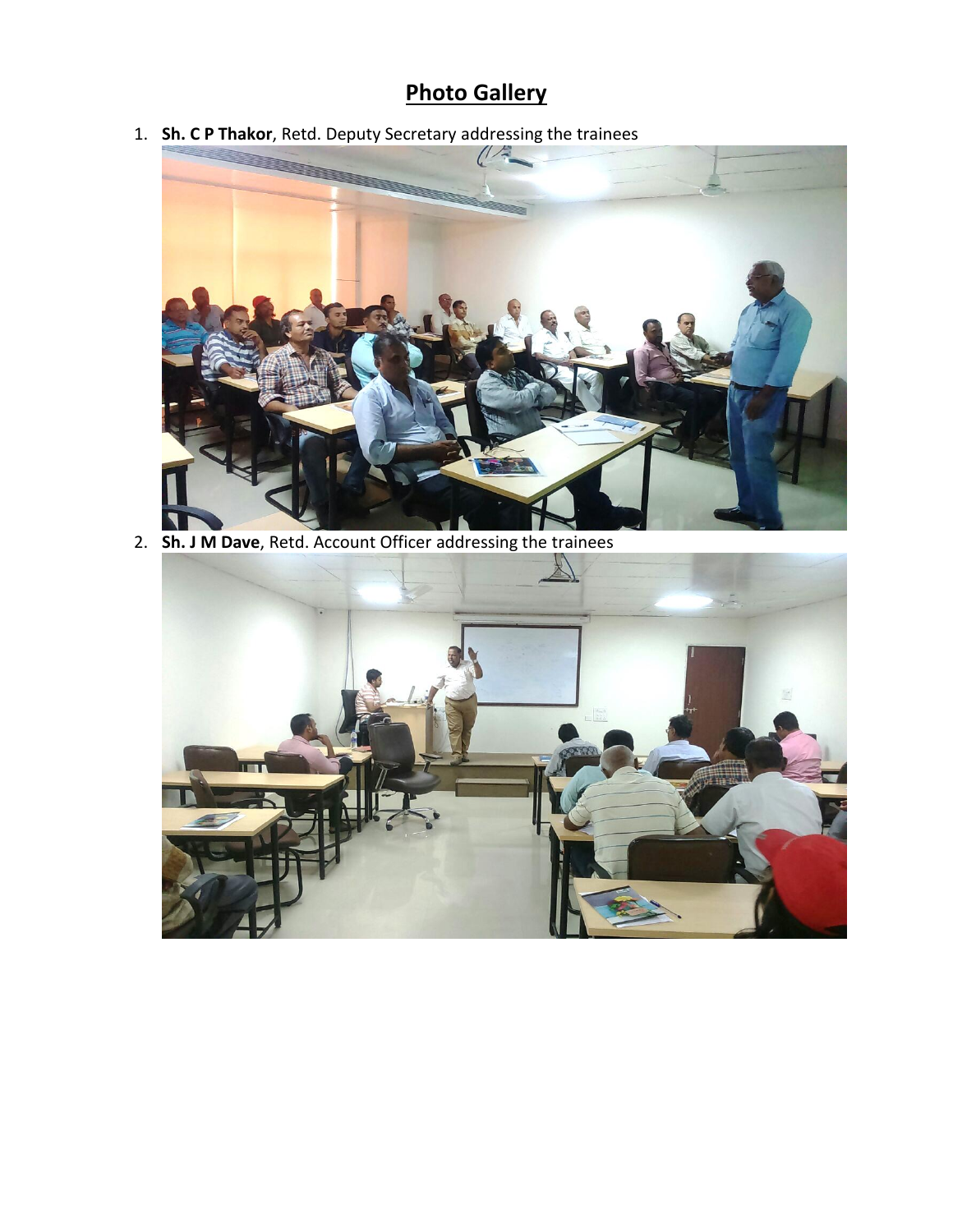# Photo Gallery

1. **Sh. C P Thakor**, Retd. Deputy Secretary addressing the trainees

2. **Sh. J M Dave**, Retd. Account Officer addressing the trainees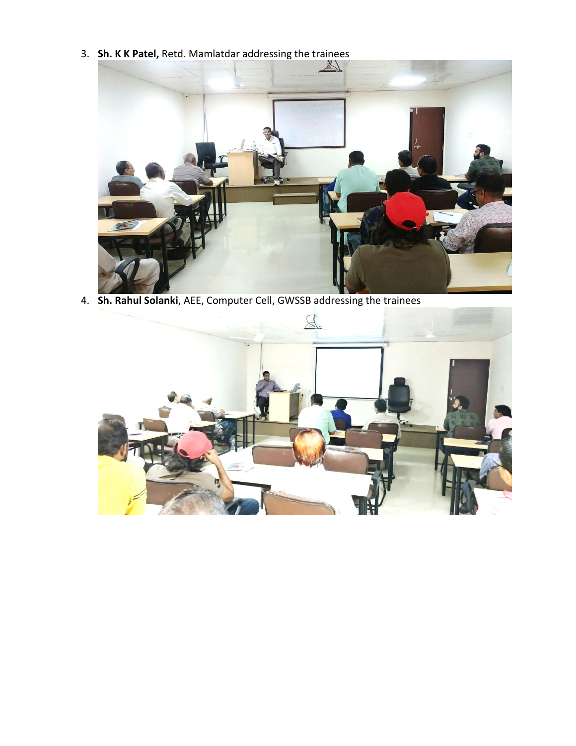3. **Sh. K K Patel,** Retd. Mamlatdar addressing the trainees

4. **Sh. Rahul Solanki**, AEE, Computer Cell, GWSSB addressing the trainees